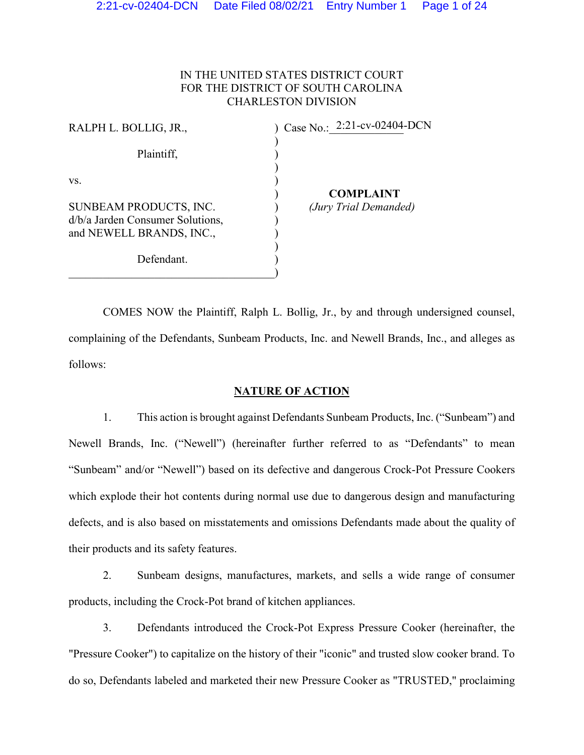IN THE UNITED STATES DISTRICT COURT
FOR THE DISTRICT OF SOUTH CAROLINA
CHARLESTON DIVISION

| | |
|---|---|
| RALPH L. BOLLIG, JR., | Case No.: 2:21-cv-02404-DCN |
| Plaintiff, | |
| vs. | **COMPLAINT** |
| SUNBEAM PRODUCTS, INC. d/b/a Jarden Consumer Solutions, and NEWELL BRANDS, INC., | *(Jury Trial Demanded)* |
| Defendant. | |

COMES NOW the Plaintiff, Ralph L. Bollig, Jr., by and through undersigned counsel, complaining of the Defendants, Sunbeam Products, Inc. and Newell Brands, Inc., and alleges as follows:

## NATURE OF ACTION

1. This action is brought against Defendants Sunbeam Products, Inc. ("Sunbeam") and Newell Brands, Inc. ("Newell") (hereinafter further referred to as "Defendants" to mean "Sunbeam" and/or "Newell") based on its defective and dangerous Crock-Pot Pressure Cookers which explode their hot contents during normal use due to dangerous design and manufacturing defects, and is also based on misstatements and omissions Defendants made about the quality of their products and its safety features.

2. Sunbeam designs, manufactures, markets, and sells a wide range of consumer products, including the Crock-Pot brand of kitchen appliances.

3. Defendants introduced the Crock-Pot Express Pressure Cooker (hereinafter, the "Pressure Cooker") to capitalize on the history of their "iconic" and trusted slow cooker brand. To do so, Defendants labeled and marketed their new Pressure Cooker as "TRUSTED," proclaiming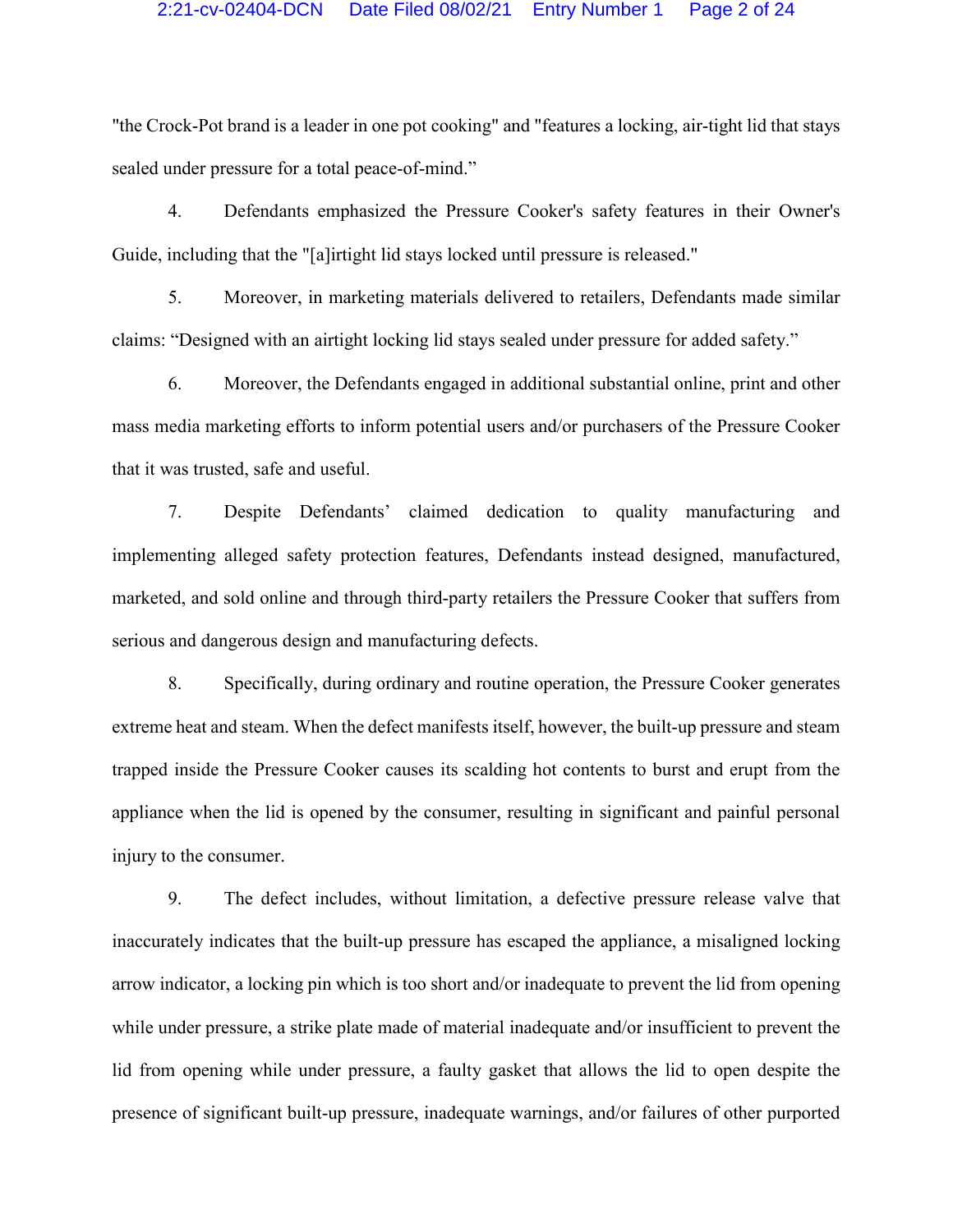"the Crock-Pot brand is a leader in one pot cooking" and "features a locking, air-tight lid that stays sealed under pressure for a total peace-of-mind."

4. Defendants emphasized the Pressure Cooker's safety features in their Owner's Guide, including that the "[a]irtight lid stays locked until pressure is released."

5. Moreover, in marketing materials delivered to retailers, Defendants made similar claims: "Designed with an airtight locking lid stays sealed under pressure for added safety."

6. Moreover, the Defendants engaged in additional substantial online, print and other mass media marketing efforts to inform potential users and/or purchasers of the Pressure Cooker that it was trusted, safe and useful.

7. Despite Defendants' claimed dedication to quality manufacturing and implementing alleged safety protection features, Defendants instead designed, manufactured, marketed, and sold online and through third-party retailers the Pressure Cooker that suffers from serious and dangerous design and manufacturing defects.

8. Specifically, during ordinary and routine operation, the Pressure Cooker generates extreme heat and steam. When the defect manifests itself, however, the built-up pressure and steam trapped inside the Pressure Cooker causes its scalding hot contents to burst and erupt from the appliance when the lid is opened by the consumer, resulting in significant and painful personal injury to the consumer.

9. The defect includes, without limitation, a defective pressure release valve that inaccurately indicates that the built-up pressure has escaped the appliance, a misaligned locking arrow indicator, a locking pin which is too short and/or inadequate to prevent the lid from opening while under pressure, a strike plate made of material inadequate and/or insufficient to prevent the lid from opening while under pressure, a faulty gasket that allows the lid to open despite the presence of significant built-up pressure, inadequate warnings, and/or failures of other purported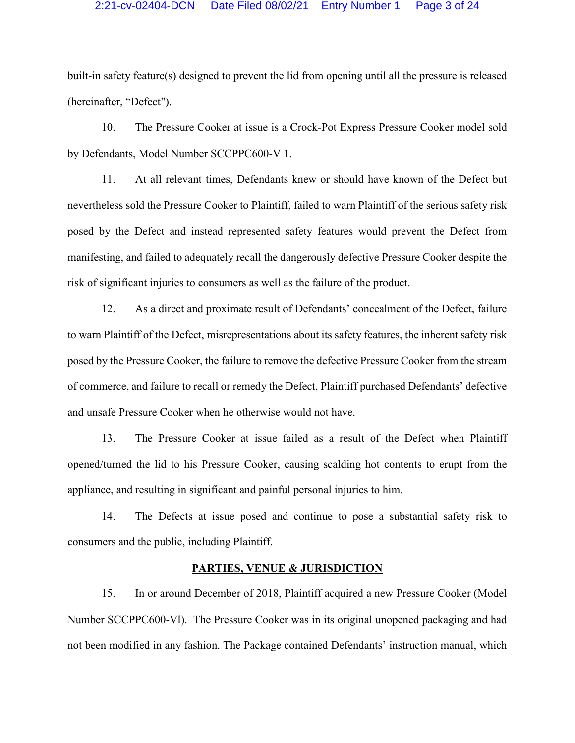built-in safety feature(s) designed to prevent the lid from opening until all the pressure is released (hereinafter, "Defect").

10. The Pressure Cooker at issue is a Crock-Pot Express Pressure Cooker model sold by Defendants, Model Number SCCPPC600-V 1.

11. At all relevant times, Defendants knew or should have known of the Defect but nevertheless sold the Pressure Cooker to Plaintiff, failed to warn Plaintiff of the serious safety risk posed by the Defect and instead represented safety features would prevent the Defect from manifesting, and failed to adequately recall the dangerously defective Pressure Cooker despite the risk of significant injuries to consumers as well as the failure of the product.

12. As a direct and proximate result of Defendants' concealment of the Defect, failure to warn Plaintiff of the Defect, misrepresentations about its safety features, the inherent safety risk posed by the Pressure Cooker, the failure to remove the defective Pressure Cooker from the stream of commerce, and failure to recall or remedy the Defect, Plaintiff purchased Defendants' defective and unsafe Pressure Cooker when he otherwise would not have.

13. The Pressure Cooker at issue failed as a result of the Defect when Plaintiff opened/turned the lid to his Pressure Cooker, causing scalding hot contents to erupt from the appliance, and resulting in significant and painful personal injuries to him.

14. The Defects at issue posed and continue to pose a substantial safety risk to consumers and the public, including Plaintiff.

## PARTIES, VENUE & JURISDICTION

15. In or around December of 2018, Plaintiff acquired a new Pressure Cooker (Model Number SCCPPC600-Vl). The Pressure Cooker was in its original unopened packaging and had not been modified in any fashion. The Package contained Defendants' instruction manual, which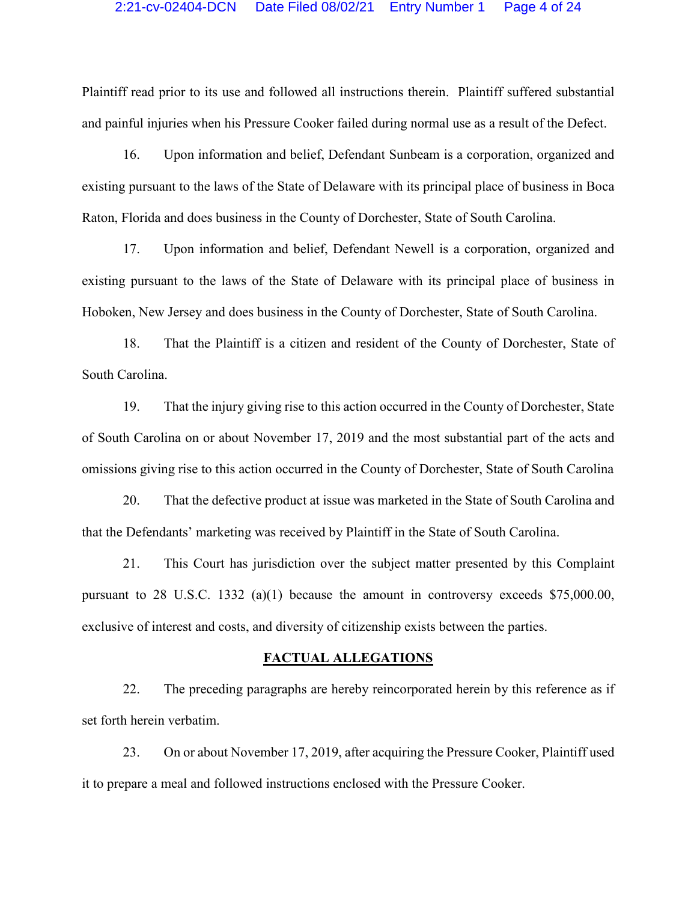Plaintiff read prior to its use and followed all instructions therein. Plaintiff suffered substantial and painful injuries when his Pressure Cooker failed during normal use as a result of the Defect.

16. Upon information and belief, Defendant Sunbeam is a corporation, organized and existing pursuant to the laws of the State of Delaware with its principal place of business in Boca Raton, Florida and does business in the County of Dorchester, State of South Carolina.

17. Upon information and belief, Defendant Newell is a corporation, organized and existing pursuant to the laws of the State of Delaware with its principal place of business in Hoboken, New Jersey and does business in the County of Dorchester, State of South Carolina.

18. That the Plaintiff is a citizen and resident of the County of Dorchester, State of South Carolina.

19. That the injury giving rise to this action occurred in the County of Dorchester, State of South Carolina on or about November 17, 2019 and the most substantial part of the acts and omissions giving rise to this action occurred in the County of Dorchester, State of South Carolina

20. That the defective product at issue was marketed in the State of South Carolina and that the Defendants' marketing was received by Plaintiff in the State of South Carolina.

21. This Court has jurisdiction over the subject matter presented by this Complaint pursuant to 28 U.S.C. 1332 (a)(1) because the amount in controversy exceeds $75,000.00, exclusive of interest and costs, and diversity of citizenship exists between the parties.

## FACTUAL ALLEGATIONS

22. The preceding paragraphs are hereby reincorporated herein by this reference as if set forth herein verbatim.

23. On or about November 17, 2019, after acquiring the Pressure Cooker, Plaintiff used it to prepare a meal and followed instructions enclosed with the Pressure Cooker.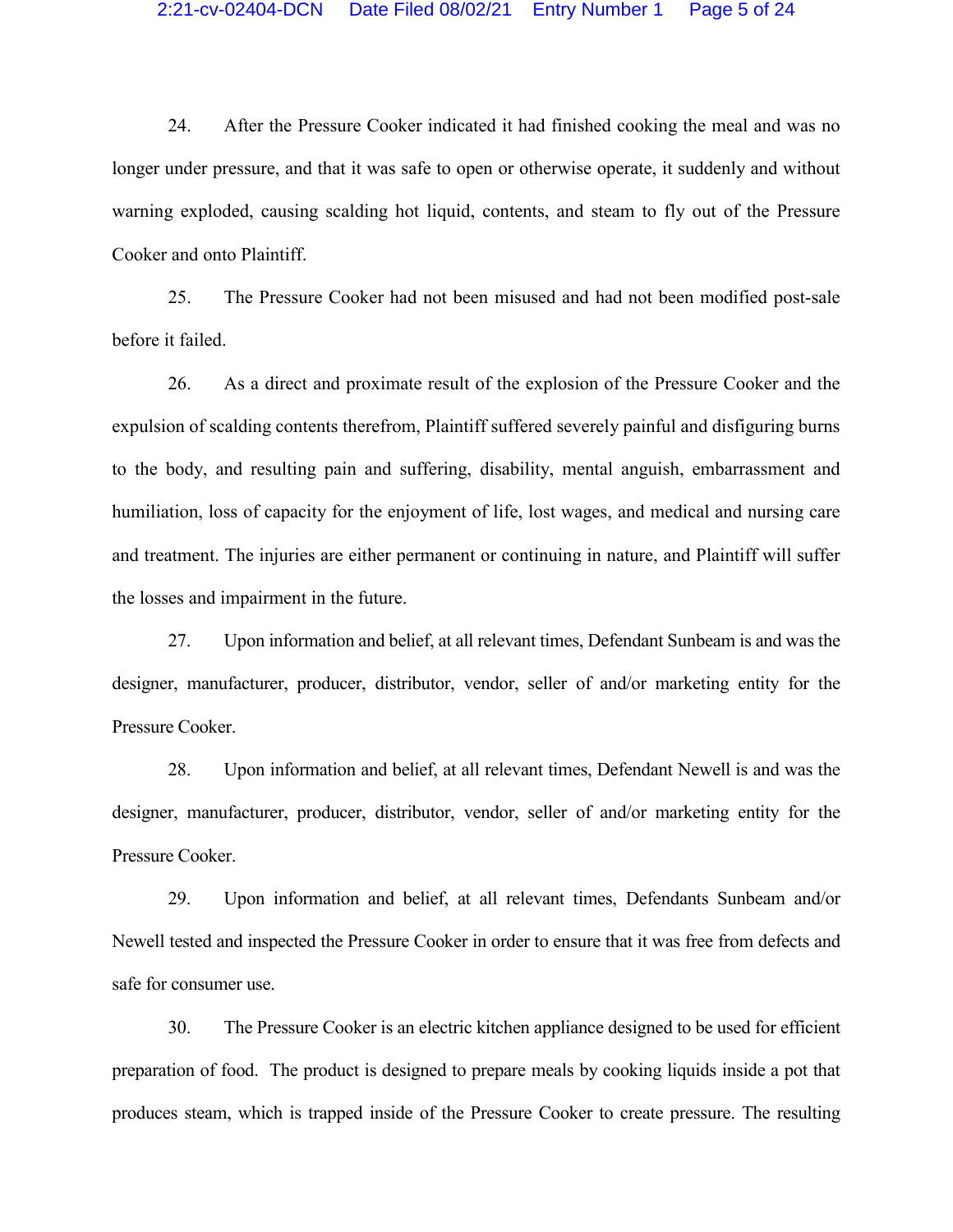24. After the Pressure Cooker indicated it had finished cooking the meal and was no longer under pressure, and that it was safe to open or otherwise operate, it suddenly and without warning exploded, causing scalding hot liquid, contents, and steam to fly out of the Pressure Cooker and onto Plaintiff.

25. The Pressure Cooker had not been misused and had not been modified post-sale before it failed.

26. As a direct and proximate result of the explosion of the Pressure Cooker and the expulsion of scalding contents therefrom, Plaintiff suffered severely painful and disfiguring burns to the body, and resulting pain and suffering, disability, mental anguish, embarrassment and humiliation, loss of capacity for the enjoyment of life, lost wages, and medical and nursing care and treatment. The injuries are either permanent or continuing in nature, and Plaintiff will suffer the losses and impairment in the future.

27. Upon information and belief, at all relevant times, Defendant Sunbeam is and was the designer, manufacturer, producer, distributor, vendor, seller of and/or marketing entity for the Pressure Cooker.

28. Upon information and belief, at all relevant times, Defendant Newell is and was the designer, manufacturer, producer, distributor, vendor, seller of and/or marketing entity for the Pressure Cooker.

29. Upon information and belief, at all relevant times, Defendants Sunbeam and/or Newell tested and inspected the Pressure Cooker in order to ensure that it was free from defects and safe for consumer use.

30. The Pressure Cooker is an electric kitchen appliance designed to be used for efficient preparation of food. The product is designed to prepare meals by cooking liquids inside a pot that produces steam, which is trapped inside of the Pressure Cooker to create pressure. The resulting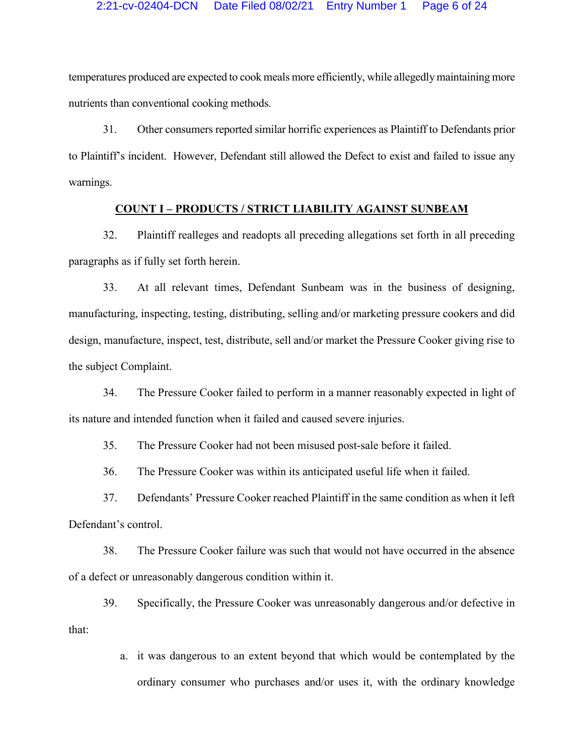temperatures produced are expected to cook meals more efficiently, while allegedly maintaining more nutrients than conventional cooking methods.

31. Other consumers reported similar horrific experiences as Plaintiff to Defendants prior to Plaintiff's incident. However, Defendant still allowed the Defect to exist and failed to issue any warnings.

## COUNT I – PRODUCTS / STRICT LIABILITY AGAINST SUNBEAM

32. Plaintiff realleges and readopts all preceding allegations set forth in all preceding paragraphs as if fully set forth herein.

33. At all relevant times, Defendant Sunbeam was in the business of designing, manufacturing, inspecting, testing, distributing, selling and/or marketing pressure cookers and did design, manufacture, inspect, test, distribute, sell and/or market the Pressure Cooker giving rise to the subject Complaint.

34. The Pressure Cooker failed to perform in a manner reasonably expected in light of its nature and intended function when it failed and caused severe injuries.

35. The Pressure Cooker had not been misused post-sale before it failed.

36. The Pressure Cooker was within its anticipated useful life when it failed.

37. Defendants' Pressure Cooker reached Plaintiff in the same condition as when it left Defendant's control.

38. The Pressure Cooker failure was such that would not have occurred in the absence of a defect or unreasonably dangerous condition within it.

39. Specifically, the Pressure Cooker was unreasonably dangerous and/or defective in that:

a. it was dangerous to an extent beyond that which would be contemplated by the ordinary consumer who purchases and/or uses it, with the ordinary knowledge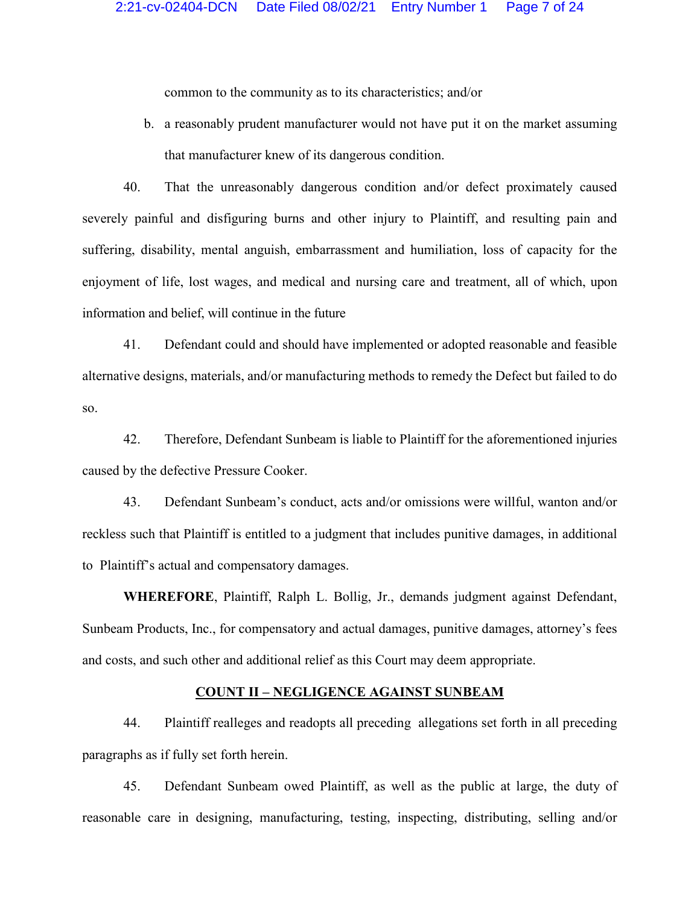common to the community as to its characteristics; and/or

b. a reasonably prudent manufacturer would not have put it on the market assuming that manufacturer knew of its dangerous condition.

40. That the unreasonably dangerous condition and/or defect proximately caused severely painful and disfiguring burns and other injury to Plaintiff, and resulting pain and suffering, disability, mental anguish, embarrassment and humiliation, loss of capacity for the enjoyment of life, lost wages, and medical and nursing care and treatment, all of which, upon information and belief, will continue in the future

41. Defendant could and should have implemented or adopted reasonable and feasible alternative designs, materials, and/or manufacturing methods to remedy the Defect but failed to do so.

42. Therefore, Defendant Sunbeam is liable to Plaintiff for the aforementioned injuries caused by the defective Pressure Cooker.

43. Defendant Sunbeam's conduct, acts and/or omissions were willful, wanton and/or reckless such that Plaintiff is entitled to a judgment that includes punitive damages, in additional to Plaintiff's actual and compensatory damages.

**WHEREFORE**, Plaintiff, Ralph L. Bollig, Jr., demands judgment against Defendant, Sunbeam Products, Inc., for compensatory and actual damages, punitive damages, attorney's fees and costs, and such other and additional relief as this Court may deem appropriate.

## COUNT II – NEGLIGENCE AGAINST SUNBEAM

44. Plaintiff realleges and readopts all preceding allegations set forth in all preceding paragraphs as if fully set forth herein.

45. Defendant Sunbeam owed Plaintiff, as well as the public at large, the duty of reasonable care in designing, manufacturing, testing, inspecting, distributing, selling and/or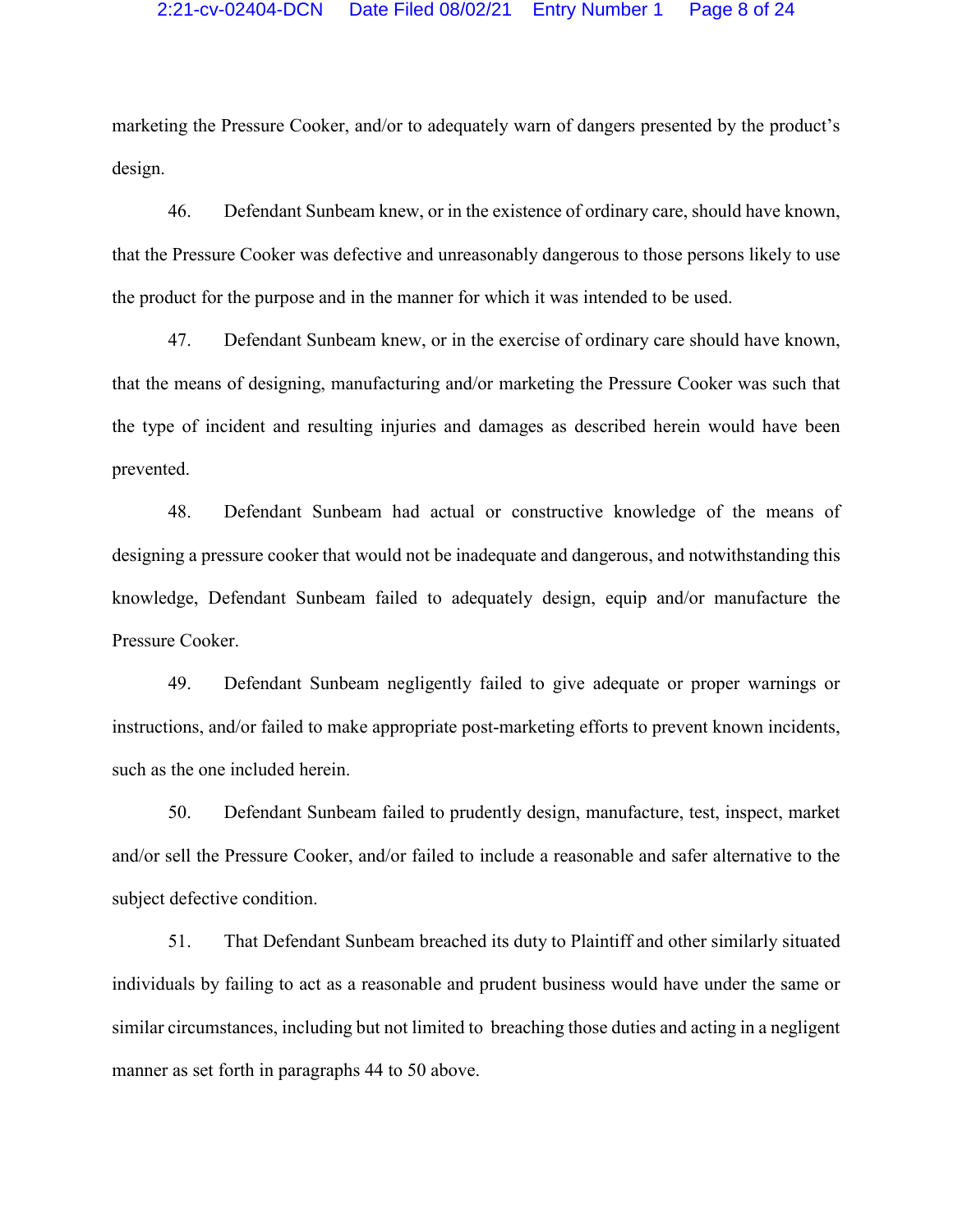marketing the Pressure Cooker, and/or to adequately warn of dangers presented by the product's design.

46. Defendant Sunbeam knew, or in the existence of ordinary care, should have known, that the Pressure Cooker was defective and unreasonably dangerous to those persons likely to use the product for the purpose and in the manner for which it was intended to be used.

47. Defendant Sunbeam knew, or in the exercise of ordinary care should have known, that the means of designing, manufacturing and/or marketing the Pressure Cooker was such that the type of incident and resulting injuries and damages as described herein would have been prevented.

48. Defendant Sunbeam had actual or constructive knowledge of the means of designing a pressure cooker that would not be inadequate and dangerous, and notwithstanding this knowledge, Defendant Sunbeam failed to adequately design, equip and/or manufacture the Pressure Cooker.

49. Defendant Sunbeam negligently failed to give adequate or proper warnings or instructions, and/or failed to make appropriate post-marketing efforts to prevent known incidents, such as the one included herein.

50. Defendant Sunbeam failed to prudently design, manufacture, test, inspect, market and/or sell the Pressure Cooker, and/or failed to include a reasonable and safer alternative to the subject defective condition.

51. That Defendant Sunbeam breached its duty to Plaintiff and other similarly situated individuals by failing to act as a reasonable and prudent business would have under the same or similar circumstances, including but not limited to breaching those duties and acting in a negligent manner as set forth in paragraphs 44 to 50 above.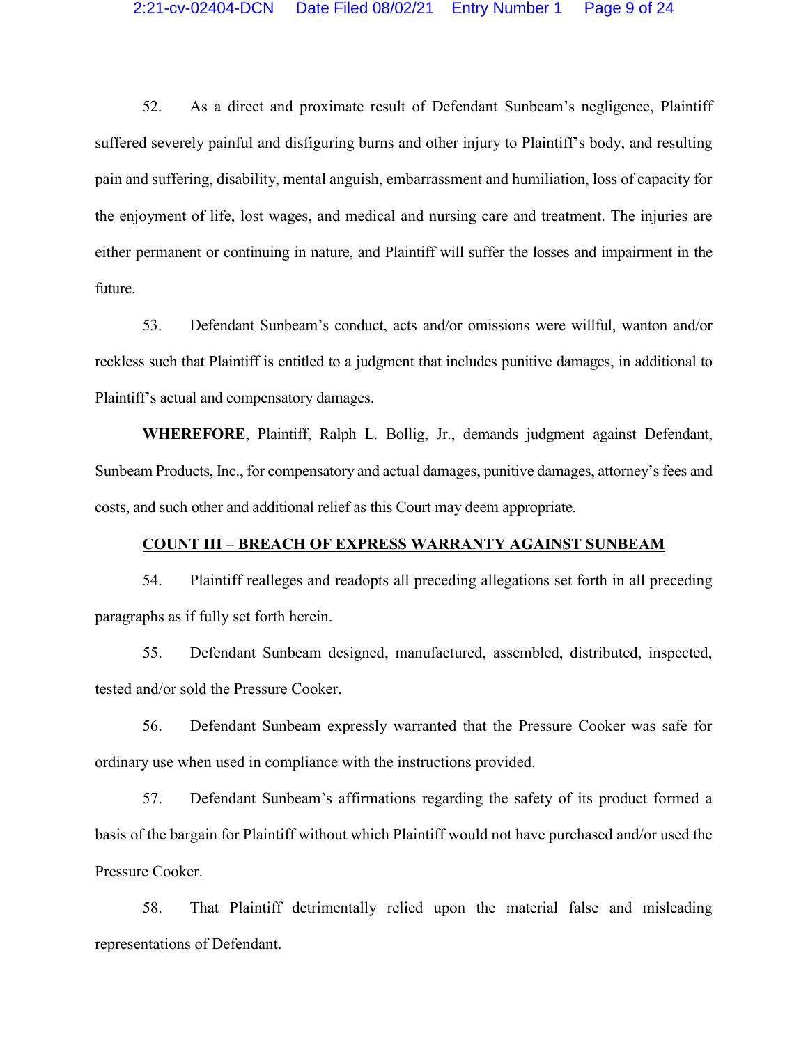52. As a direct and proximate result of Defendant Sunbeam's negligence, Plaintiff suffered severely painful and disfiguring burns and other injury to Plaintiff's body, and resulting pain and suffering, disability, mental anguish, embarrassment and humiliation, loss of capacity for the enjoyment of life, lost wages, and medical and nursing care and treatment. The injuries are either permanent or continuing in nature, and Plaintiff will suffer the losses and impairment in the future.

53. Defendant Sunbeam's conduct, acts and/or omissions were willful, wanton and/or reckless such that Plaintiff is entitled to a judgment that includes punitive damages, in additional to Plaintiff's actual and compensatory damages.

**WHEREFORE**, Plaintiff, Ralph L. Bollig, Jr., demands judgment against Defendant, Sunbeam Products, Inc., for compensatory and actual damages, punitive damages, attorney's fees and costs, and such other and additional relief as this Court may deem appropriate.

**COUNT III – BREACH OF EXPRESS WARRANTY AGAINST SUNBEAM**

54. Plaintiff realleges and readopts all preceding allegations set forth in all preceding paragraphs as if fully set forth herein.

55. Defendant Sunbeam designed, manufactured, assembled, distributed, inspected, tested and/or sold the Pressure Cooker.

56. Defendant Sunbeam expressly warranted that the Pressure Cooker was safe for ordinary use when used in compliance with the instructions provided.

57. Defendant Sunbeam's affirmations regarding the safety of its product formed a basis of the bargain for Plaintiff without which Plaintiff would not have purchased and/or used the Pressure Cooker.

58. That Plaintiff detrimentally relied upon the material false and misleading representations of Defendant.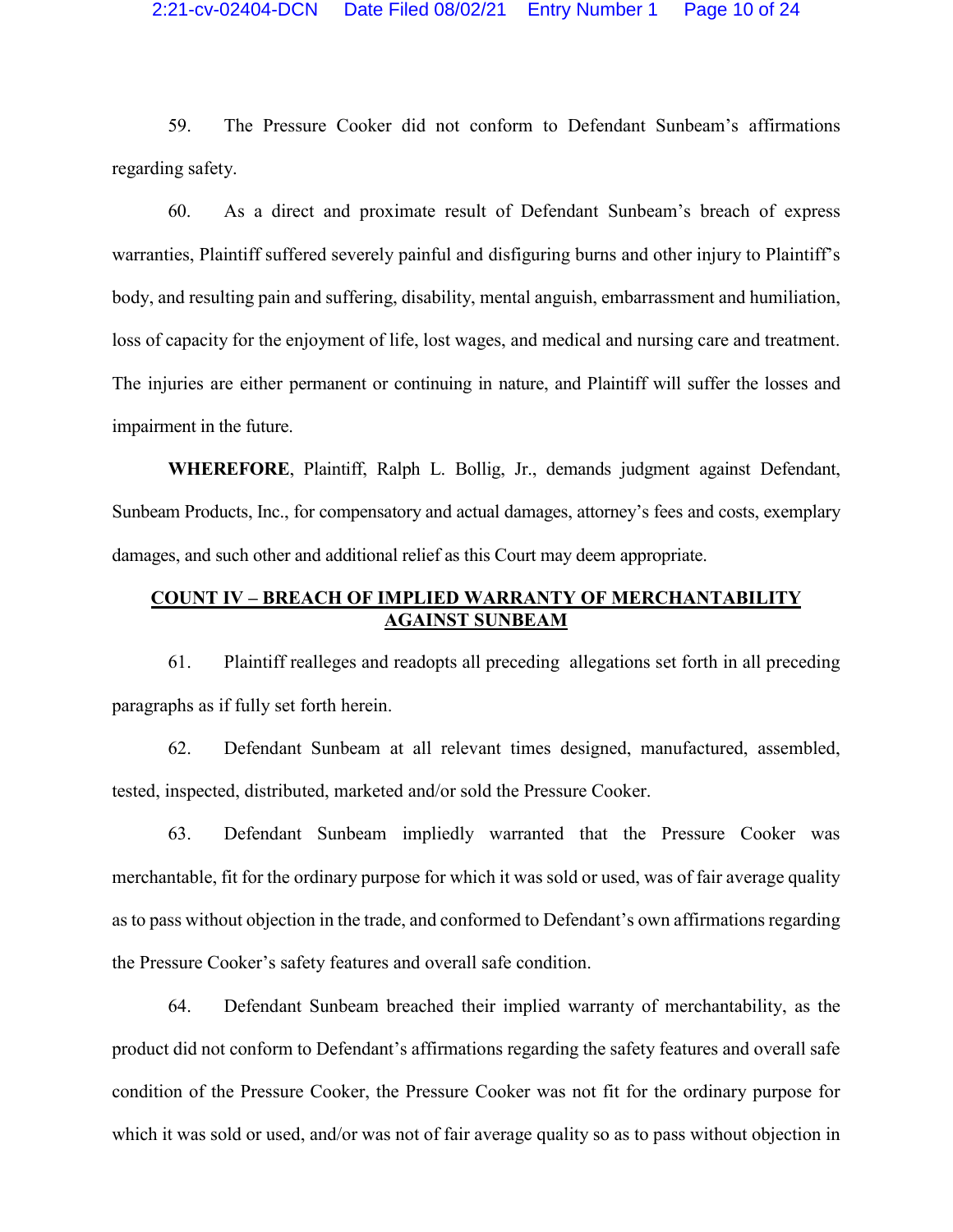59. The Pressure Cooker did not conform to Defendant Sunbeam's affirmations regarding safety.

60. As a direct and proximate result of Defendant Sunbeam's breach of express warranties, Plaintiff suffered severely painful and disfiguring burns and other injury to Plaintiff's body, and resulting pain and suffering, disability, mental anguish, embarrassment and humiliation, loss of capacity for the enjoyment of life, lost wages, and medical and nursing care and treatment. The injuries are either permanent or continuing in nature, and Plaintiff will suffer the losses and impairment in the future.

**WHEREFORE**, Plaintiff, Ralph L. Bollig, Jr., demands judgment against Defendant, Sunbeam Products, Inc., for compensatory and actual damages, attorney's fees and costs, exemplary damages, and such other and additional relief as this Court may deem appropriate.

## COUNT IV – BREACH OF IMPLIED WARRANTY OF MERCHANTABILITY AGAINST SUNBEAM

61. Plaintiff realleges and readopts all preceding allegations set forth in all preceding paragraphs as if fully set forth herein.

62. Defendant Sunbeam at all relevant times designed, manufactured, assembled, tested, inspected, distributed, marketed and/or sold the Pressure Cooker.

63. Defendant Sunbeam impliedly warranted that the Pressure Cooker was merchantable, fit for the ordinary purpose for which it was sold or used, was of fair average quality as to pass without objection in the trade, and conformed to Defendant's own affirmations regarding the Pressure Cooker's safety features and overall safe condition.

64. Defendant Sunbeam breached their implied warranty of merchantability, as the product did not conform to Defendant's affirmations regarding the safety features and overall safe condition of the Pressure Cooker, the Pressure Cooker was not fit for the ordinary purpose for which it was sold or used, and/or was not of fair average quality so as to pass without objection in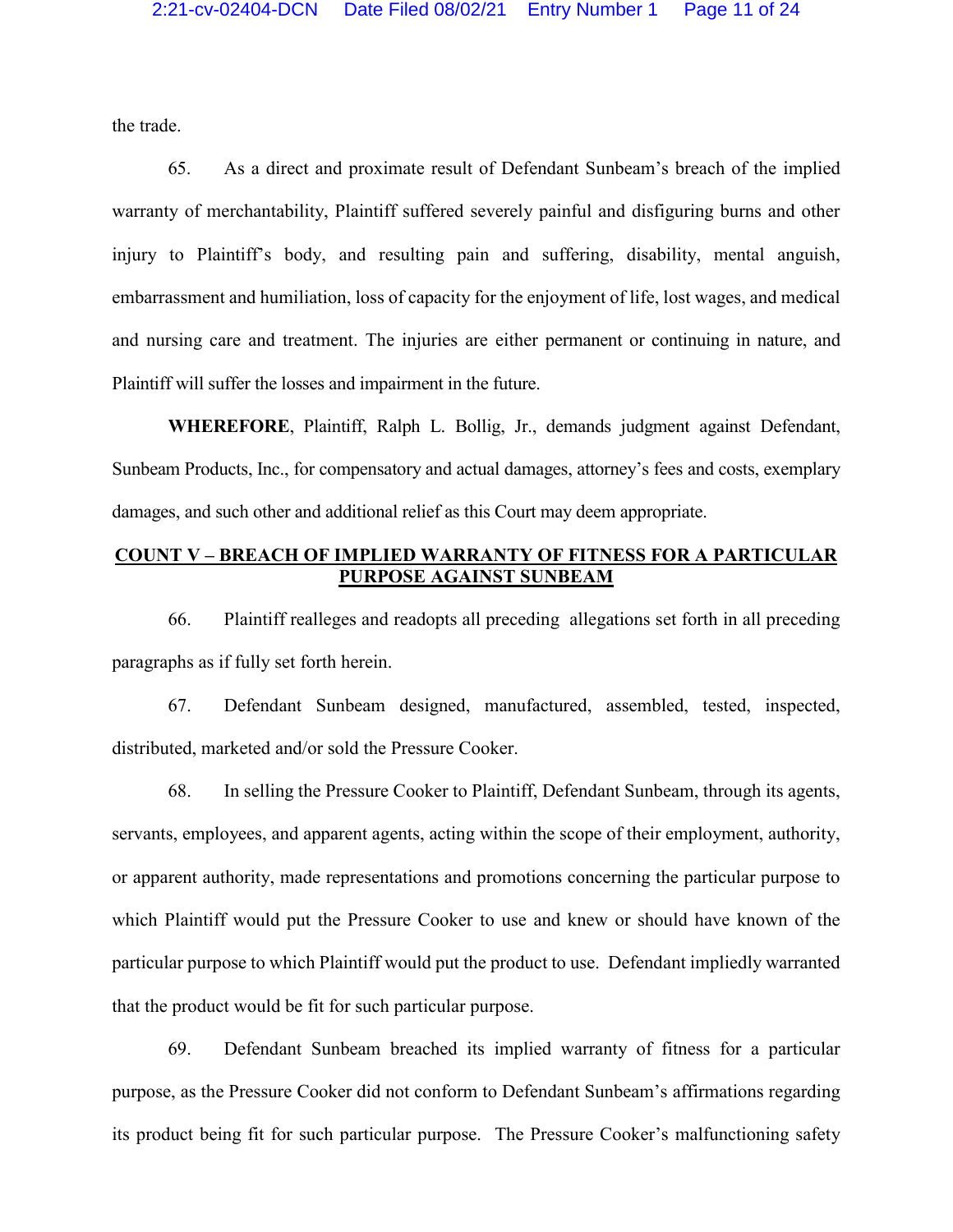the trade.

65. As a direct and proximate result of Defendant Sunbeam's breach of the implied warranty of merchantability, Plaintiff suffered severely painful and disfiguring burns and other injury to Plaintiff's body, and resulting pain and suffering, disability, mental anguish, embarrassment and humiliation, loss of capacity for the enjoyment of life, lost wages, and medical and nursing care and treatment. The injuries are either permanent or continuing in nature, and Plaintiff will suffer the losses and impairment in the future.

**WHEREFORE**, Plaintiff, Ralph L. Bollig, Jr., demands judgment against Defendant, Sunbeam Products, Inc., for compensatory and actual damages, attorney's fees and costs, exemplary damages, and such other and additional relief as this Court may deem appropriate.

## COUNT V – BREACH OF IMPLIED WARRANTY OF FITNESS FOR A PARTICULAR PURPOSE AGAINST SUNBEAM

66. Plaintiff realleges and readopts all preceding allegations set forth in all preceding paragraphs as if fully set forth herein.

67. Defendant Sunbeam designed, manufactured, assembled, tested, inspected, distributed, marketed and/or sold the Pressure Cooker.

68. In selling the Pressure Cooker to Plaintiff, Defendant Sunbeam, through its agents, servants, employees, and apparent agents, acting within the scope of their employment, authority, or apparent authority, made representations and promotions concerning the particular purpose to which Plaintiff would put the Pressure Cooker to use and knew or should have known of the particular purpose to which Plaintiff would put the product to use. Defendant impliedly warranted that the product would be fit for such particular purpose.

69. Defendant Sunbeam breached its implied warranty of fitness for a particular purpose, as the Pressure Cooker did not conform to Defendant Sunbeam's affirmations regarding its product being fit for such particular purpose. The Pressure Cooker's malfunctioning safety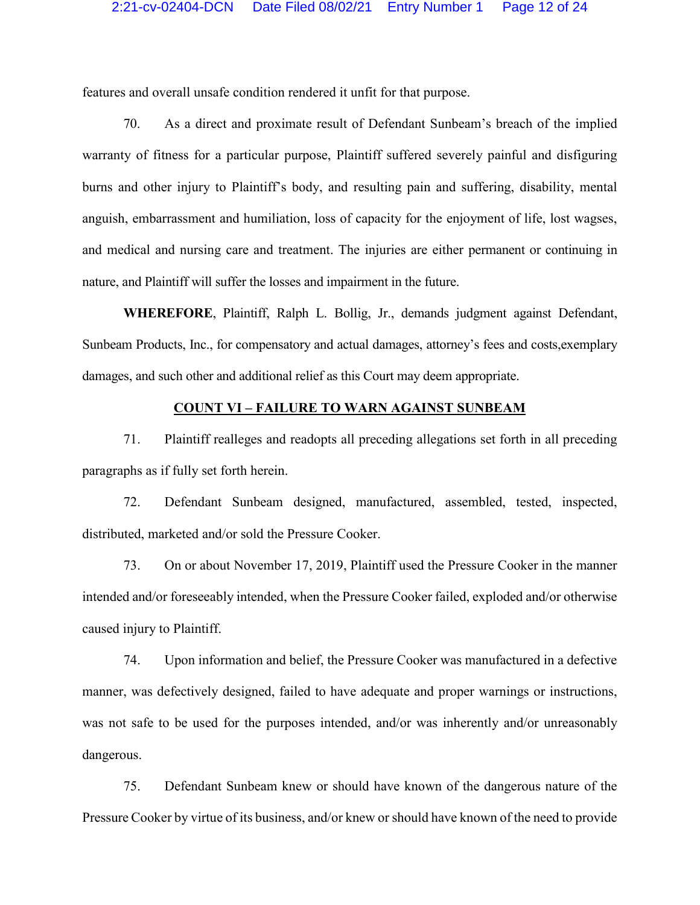features and overall unsafe condition rendered it unfit for that purpose.

70. As a direct and proximate result of Defendant Sunbeam's breach of the implied warranty of fitness for a particular purpose, Plaintiff suffered severely painful and disfiguring burns and other injury to Plaintiff's body, and resulting pain and suffering, disability, mental anguish, embarrassment and humiliation, loss of capacity for the enjoyment of life, lost wagses, and medical and nursing care and treatment. The injuries are either permanent or continuing in nature, and Plaintiff will suffer the losses and impairment in the future.

**WHEREFORE**, Plaintiff, Ralph L. Bollig, Jr., demands judgment against Defendant, Sunbeam Products, Inc., for compensatory and actual damages, attorney's fees and costs,exemplary damages, and such other and additional relief as this Court may deem appropriate.

## COUNT VI – FAILURE TO WARN AGAINST SUNBEAM

71. Plaintiff realleges and readopts all preceding allegations set forth in all preceding paragraphs as if fully set forth herein.

72. Defendant Sunbeam designed, manufactured, assembled, tested, inspected, distributed, marketed and/or sold the Pressure Cooker.

73. On or about November 17, 2019, Plaintiff used the Pressure Cooker in the manner intended and/or foreseeably intended, when the Pressure Cooker failed, exploded and/or otherwise caused injury to Plaintiff.

74. Upon information and belief, the Pressure Cooker was manufactured in a defective manner, was defectively designed, failed to have adequate and proper warnings or instructions, was not safe to be used for the purposes intended, and/or was inherently and/or unreasonably dangerous.

75. Defendant Sunbeam knew or should have known of the dangerous nature of the Pressure Cooker by virtue of its business, and/or knew or should have known of the need to provide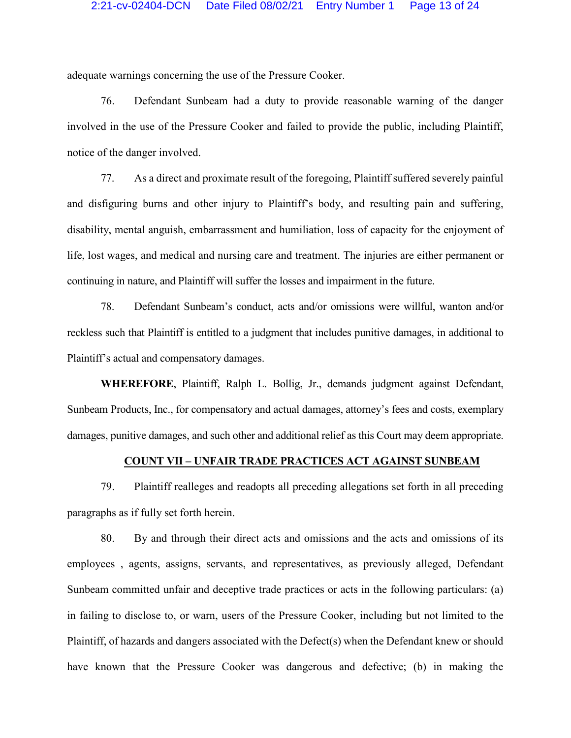adequate warnings concerning the use of the Pressure Cooker.

76. Defendant Sunbeam had a duty to provide reasonable warning of the danger involved in the use of the Pressure Cooker and failed to provide the public, including Plaintiff, notice of the danger involved.

77. As a direct and proximate result of the foregoing, Plaintiff suffered severely painful and disfiguring burns and other injury to Plaintiff's body, and resulting pain and suffering, disability, mental anguish, embarrassment and humiliation, loss of capacity for the enjoyment of life, lost wages, and medical and nursing care and treatment. The injuries are either permanent or continuing in nature, and Plaintiff will suffer the losses and impairment in the future.

78. Defendant Sunbeam's conduct, acts and/or omissions were willful, wanton and/or reckless such that Plaintiff is entitled to a judgment that includes punitive damages, in additional to Plaintiff's actual and compensatory damages.

**WHEREFORE**, Plaintiff, Ralph L. Bollig, Jr., demands judgment against Defendant, Sunbeam Products, Inc., for compensatory and actual damages, attorney's fees and costs, exemplary damages, punitive damages, and such other and additional relief as this Court may deem appropriate.

**COUNT VII – UNFAIR TRADE PRACTICES ACT AGAINST SUNBEAM**

79. Plaintiff realleges and readopts all preceding allegations set forth in all preceding paragraphs as if fully set forth herein.

80. By and through their direct acts and omissions and the acts and omissions of its employees , agents, assigns, servants, and representatives, as previously alleged, Defendant Sunbeam committed unfair and deceptive trade practices or acts in the following particulars: (a) in failing to disclose to, or warn, users of the Pressure Cooker, including but not limited to the Plaintiff, of hazards and dangers associated with the Defect(s) when the Defendant knew or should have known that the Pressure Cooker was dangerous and defective; (b) in making the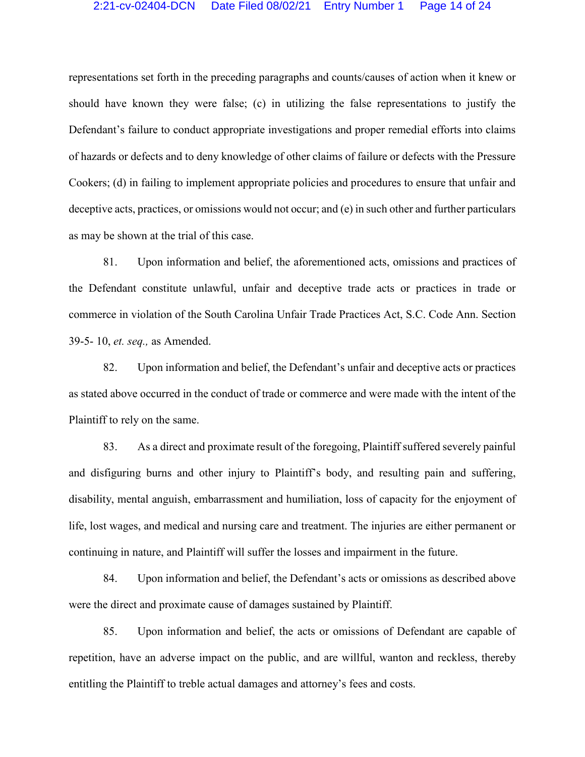representations set forth in the preceding paragraphs and counts/causes of action when it knew or should have known they were false; (c) in utilizing the false representations to justify the Defendant's failure to conduct appropriate investigations and proper remedial efforts into claims of hazards or defects and to deny knowledge of other claims of failure or defects with the Pressure Cookers; (d) in failing to implement appropriate policies and procedures to ensure that unfair and deceptive acts, practices, or omissions would not occur; and (e) in such other and further particulars as may be shown at the trial of this case.

81. Upon information and belief, the aforementioned acts, omissions and practices of the Defendant constitute unlawful, unfair and deceptive trade acts or practices in trade or commerce in violation of the South Carolina Unfair Trade Practices Act, S.C. Code Ann. Section 39-5- 10, *et. seq.,* as Amended.

82. Upon information and belief, the Defendant's unfair and deceptive acts or practices as stated above occurred in the conduct of trade or commerce and were made with the intent of the Plaintiff to rely on the same.

83. As a direct and proximate result of the foregoing, Plaintiff suffered severely painful and disfiguring burns and other injury to Plaintiff's body, and resulting pain and suffering, disability, mental anguish, embarrassment and humiliation, loss of capacity for the enjoyment of life, lost wages, and medical and nursing care and treatment. The injuries are either permanent or continuing in nature, and Plaintiff will suffer the losses and impairment in the future.

84. Upon information and belief, the Defendant's acts or omissions as described above were the direct and proximate cause of damages sustained by Plaintiff.

85. Upon information and belief, the acts or omissions of Defendant are capable of repetition, have an adverse impact on the public, and are willful, wanton and reckless, thereby entitling the Plaintiff to treble actual damages and attorney's fees and costs.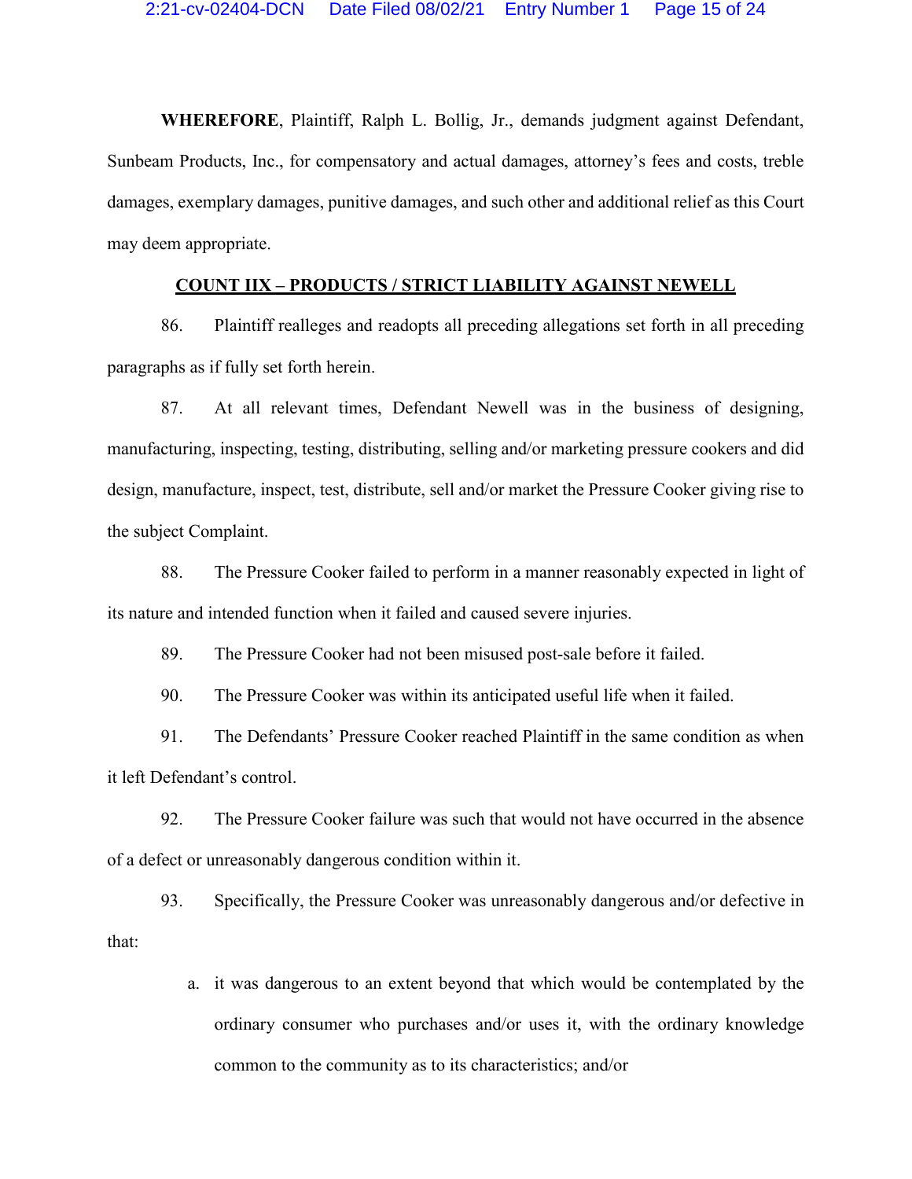**WHEREFORE**, Plaintiff, Ralph L. Bollig, Jr., demands judgment against Defendant, Sunbeam Products, Inc., for compensatory and actual damages, attorney's fees and costs, treble damages, exemplary damages, punitive damages, and such other and additional relief as this Court may deem appropriate.

## <u>COUNT IIX – PRODUCTS / STRICT LIABILITY AGAINST NEWELL</u>

86. Plaintiff realleges and readopts all preceding allegations set forth in all preceding paragraphs as if fully set forth herein.

87. At all relevant times, Defendant Newell was in the business of designing, manufacturing, inspecting, testing, distributing, selling and/or marketing pressure cookers and did design, manufacture, inspect, test, distribute, sell and/or market the Pressure Cooker giving rise to the subject Complaint.

88. The Pressure Cooker failed to perform in a manner reasonably expected in light of its nature and intended function when it failed and caused severe injuries.

89. The Pressure Cooker had not been misused post-sale before it failed.

90. The Pressure Cooker was within its anticipated useful life when it failed.

91. The Defendants' Pressure Cooker reached Plaintiff in the same condition as when it left Defendant's control.

92. The Pressure Cooker failure was such that would not have occurred in the absence of a defect or unreasonably dangerous condition within it.

93. Specifically, the Pressure Cooker was unreasonably dangerous and/or defective in that:

a. it was dangerous to an extent beyond that which would be contemplated by the ordinary consumer who purchases and/or uses it, with the ordinary knowledge common to the community as to its characteristics; and/or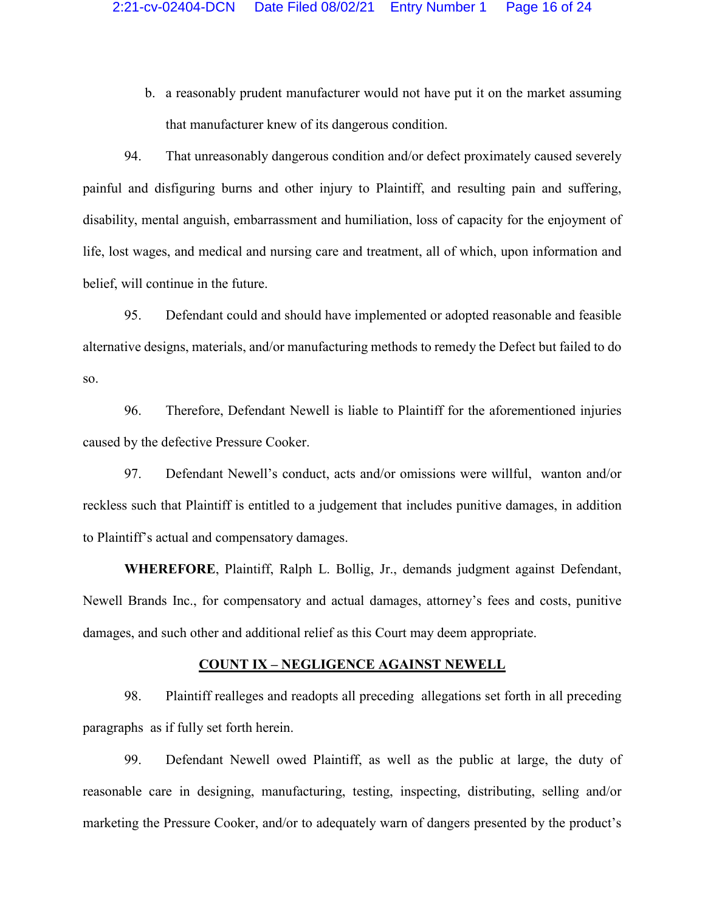b. a reasonably prudent manufacturer would not have put it on the market assuming that manufacturer knew of its dangerous condition.

94. That unreasonably dangerous condition and/or defect proximately caused severely painful and disfiguring burns and other injury to Plaintiff, and resulting pain and suffering, disability, mental anguish, embarrassment and humiliation, loss of capacity for the enjoyment of life, lost wages, and medical and nursing care and treatment, all of which, upon information and belief, will continue in the future.

95. Defendant could and should have implemented or adopted reasonable and feasible alternative designs, materials, and/or manufacturing methods to remedy the Defect but failed to do so.

96. Therefore, Defendant Newell is liable to Plaintiff for the aforementioned injuries caused by the defective Pressure Cooker.

97. Defendant Newell's conduct, acts and/or omissions were willful, wanton and/or reckless such that Plaintiff is entitled to a judgement that includes punitive damages, in addition to Plaintiff's actual and compensatory damages.

**WHEREFORE**, Plaintiff, Ralph L. Bollig, Jr., demands judgment against Defendant, Newell Brands Inc., for compensatory and actual damages, attorney's fees and costs, punitive damages, and such other and additional relief as this Court may deem appropriate.

## COUNT IX – NEGLIGENCE AGAINST NEWELL

98. Plaintiff realleges and readopts all preceding allegations set forth in all preceding paragraphs as if fully set forth herein.

99. Defendant Newell owed Plaintiff, as well as the public at large, the duty of reasonable care in designing, manufacturing, testing, inspecting, distributing, selling and/or marketing the Pressure Cooker, and/or to adequately warn of dangers presented by the product's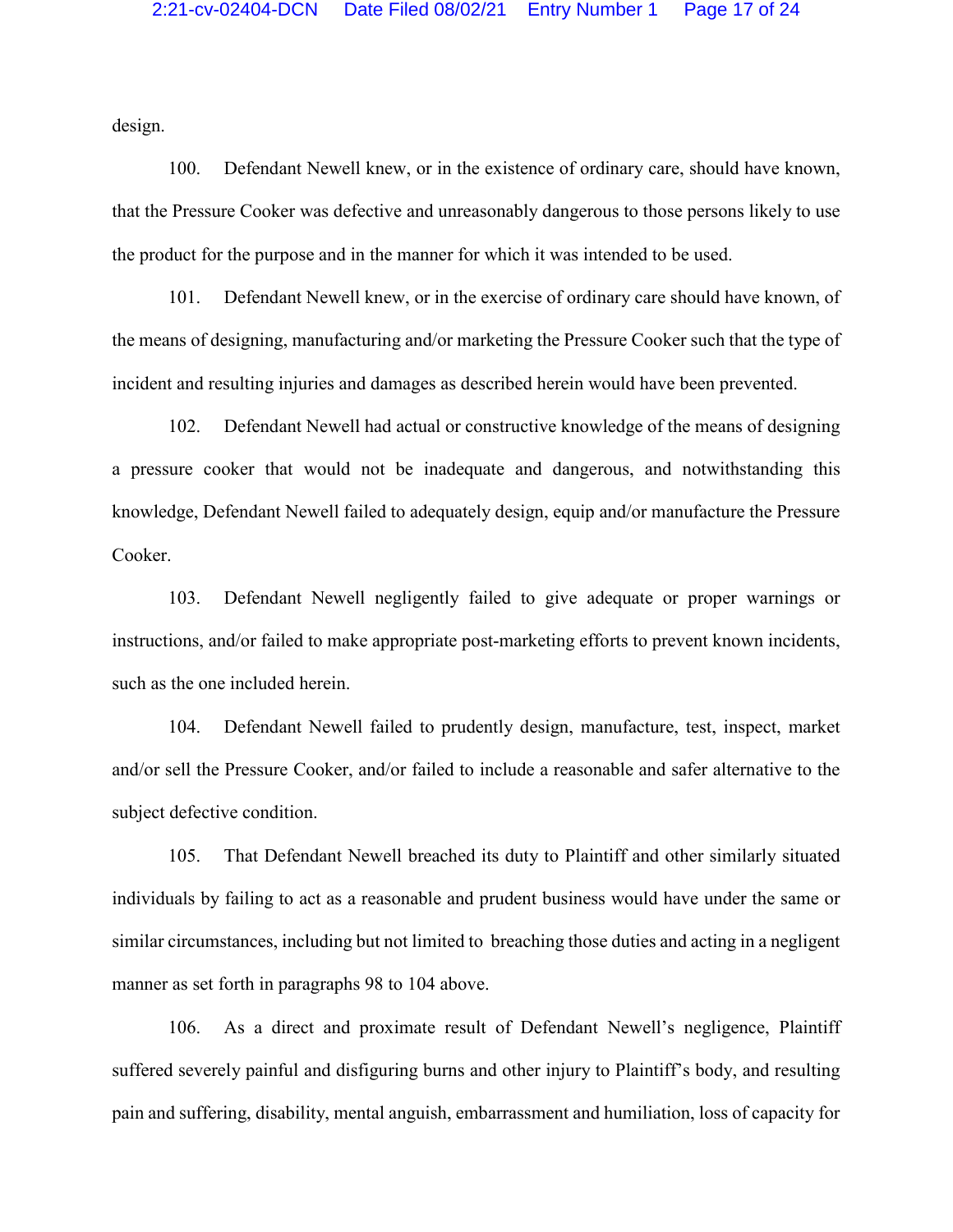design.

100. Defendant Newell knew, or in the existence of ordinary care, should have known, that the Pressure Cooker was defective and unreasonably dangerous to those persons likely to use the product for the purpose and in the manner for which it was intended to be used.

101. Defendant Newell knew, or in the exercise of ordinary care should have known, of the means of designing, manufacturing and/or marketing the Pressure Cooker such that the type of incident and resulting injuries and damages as described herein would have been prevented.

102. Defendant Newell had actual or constructive knowledge of the means of designing a pressure cooker that would not be inadequate and dangerous, and notwithstanding this knowledge, Defendant Newell failed to adequately design, equip and/or manufacture the Pressure Cooker.

103. Defendant Newell negligently failed to give adequate or proper warnings or instructions, and/or failed to make appropriate post-marketing efforts to prevent known incidents, such as the one included herein.

104. Defendant Newell failed to prudently design, manufacture, test, inspect, market and/or sell the Pressure Cooker, and/or failed to include a reasonable and safer alternative to the subject defective condition.

105. That Defendant Newell breached its duty to Plaintiff and other similarly situated individuals by failing to act as a reasonable and prudent business would have under the same or similar circumstances, including but not limited to breaching those duties and acting in a negligent manner as set forth in paragraphs 98 to 104 above.

106. As a direct and proximate result of Defendant Newell's negligence, Plaintiff suffered severely painful and disfiguring burns and other injury to Plaintiff's body, and resulting pain and suffering, disability, mental anguish, embarrassment and humiliation, loss of capacity for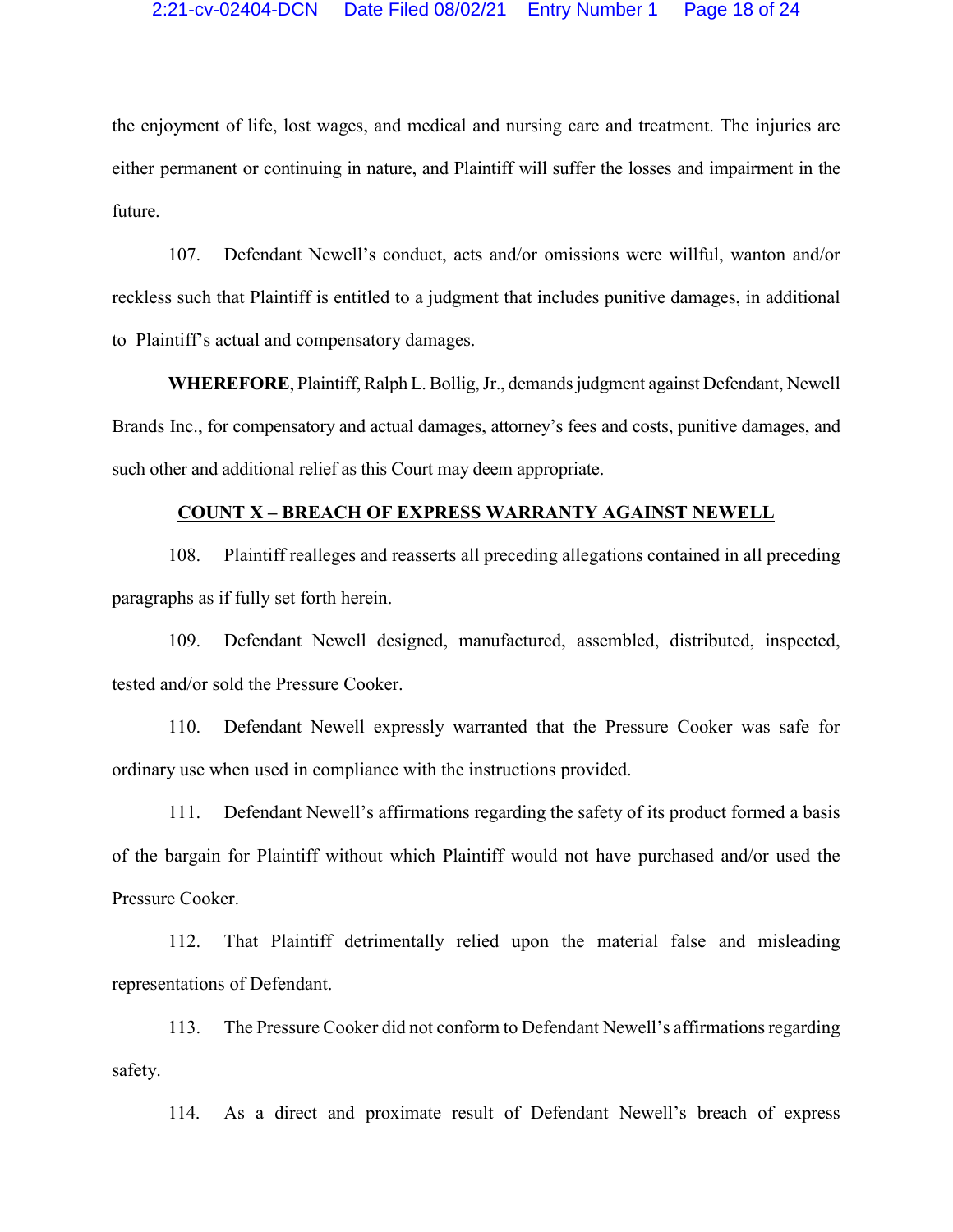the enjoyment of life, lost wages, and medical and nursing care and treatment. The injuries are either permanent or continuing in nature, and Plaintiff will suffer the losses and impairment in the future.

107. Defendant Newell's conduct, acts and/or omissions were willful, wanton and/or reckless such that Plaintiff is entitled to a judgment that includes punitive damages, in additional to Plaintiff's actual and compensatory damages.

**WHEREFORE**, Plaintiff, Ralph L. Bollig, Jr., demands judgment against Defendant, Newell Brands Inc., for compensatory and actual damages, attorney's fees and costs, punitive damages, and such other and additional relief as this Court may deem appropriate.

## COUNT X – BREACH OF EXPRESS WARRANTY AGAINST NEWELL

108. Plaintiff realleges and reasserts all preceding allegations contained in all preceding paragraphs as if fully set forth herein.

109. Defendant Newell designed, manufactured, assembled, distributed, inspected, tested and/or sold the Pressure Cooker.

110. Defendant Newell expressly warranted that the Pressure Cooker was safe for ordinary use when used in compliance with the instructions provided.

111. Defendant Newell's affirmations regarding the safety of its product formed a basis of the bargain for Plaintiff without which Plaintiff would not have purchased and/or used the Pressure Cooker.

112. That Plaintiff detrimentally relied upon the material false and misleading representations of Defendant.

113. The Pressure Cooker did not conform to Defendant Newell's affirmations regarding safety.

114. As a direct and proximate result of Defendant Newell's breach of express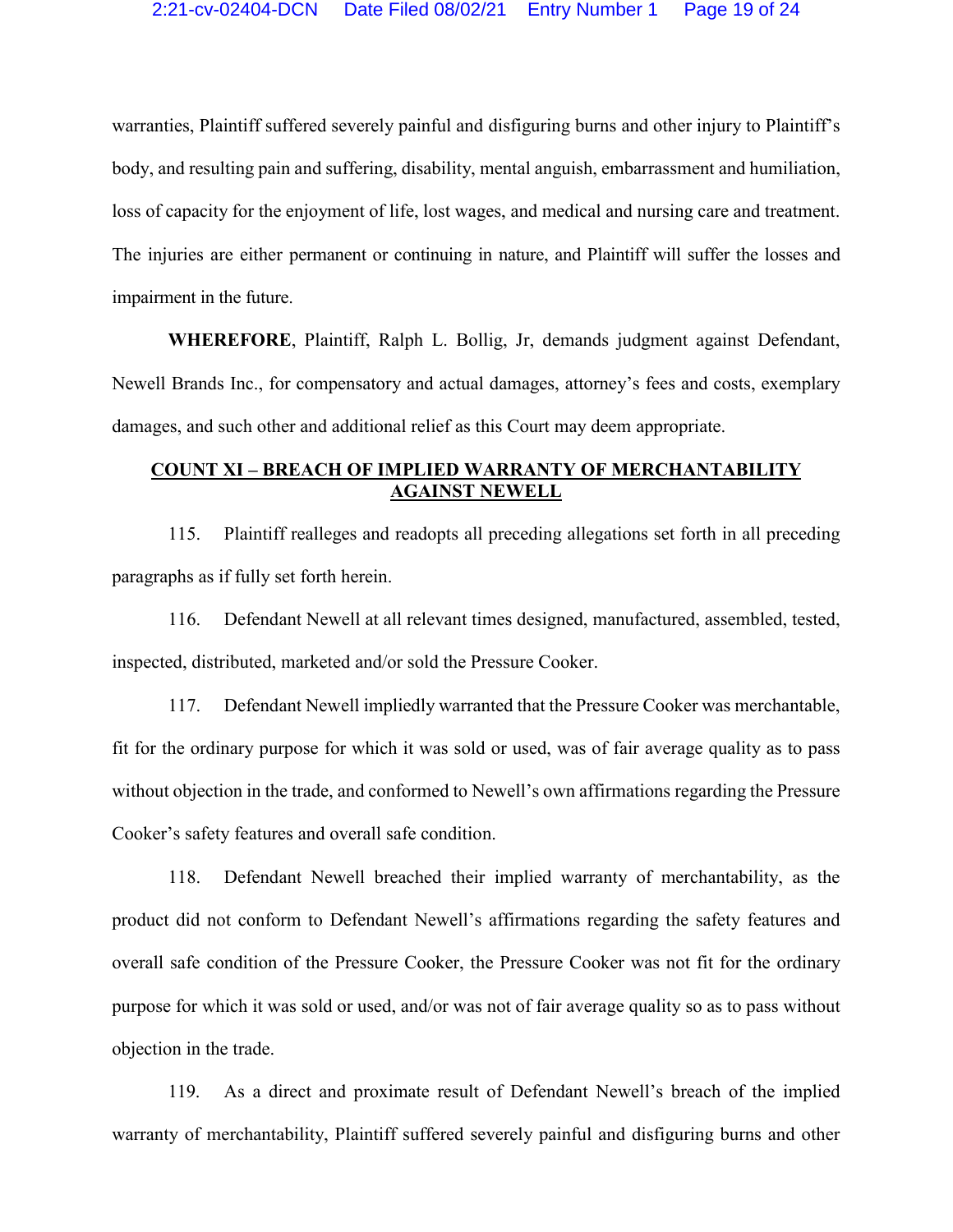warranties, Plaintiff suffered severely painful and disfiguring burns and other injury to Plaintiff's body, and resulting pain and suffering, disability, mental anguish, embarrassment and humiliation, loss of capacity for the enjoyment of life, lost wages, and medical and nursing care and treatment. The injuries are either permanent or continuing in nature, and Plaintiff will suffer the losses and impairment in the future.

**WHEREFORE**, Plaintiff, Ralph L. Bollig, Jr, demands judgment against Defendant, Newell Brands Inc., for compensatory and actual damages, attorney's fees and costs, exemplary damages, and such other and additional relief as this Court may deem appropriate.

## COUNT XI – BREACH OF IMPLIED WARRANTY OF MERCHANTABILITY AGAINST NEWELL

115. Plaintiff realleges and readopts all preceding allegations set forth in all preceding paragraphs as if fully set forth herein.

116. Defendant Newell at all relevant times designed, manufactured, assembled, tested, inspected, distributed, marketed and/or sold the Pressure Cooker.

117. Defendant Newell impliedly warranted that the Pressure Cooker was merchantable, fit for the ordinary purpose for which it was sold or used, was of fair average quality as to pass without objection in the trade, and conformed to Newell's own affirmations regarding the Pressure Cooker's safety features and overall safe condition.

118. Defendant Newell breached their implied warranty of merchantability, as the product did not conform to Defendant Newell's affirmations regarding the safety features and overall safe condition of the Pressure Cooker, the Pressure Cooker was not fit for the ordinary purpose for which it was sold or used, and/or was not of fair average quality so as to pass without objection in the trade.

119. As a direct and proximate result of Defendant Newell's breach of the implied warranty of merchantability, Plaintiff suffered severely painful and disfiguring burns and other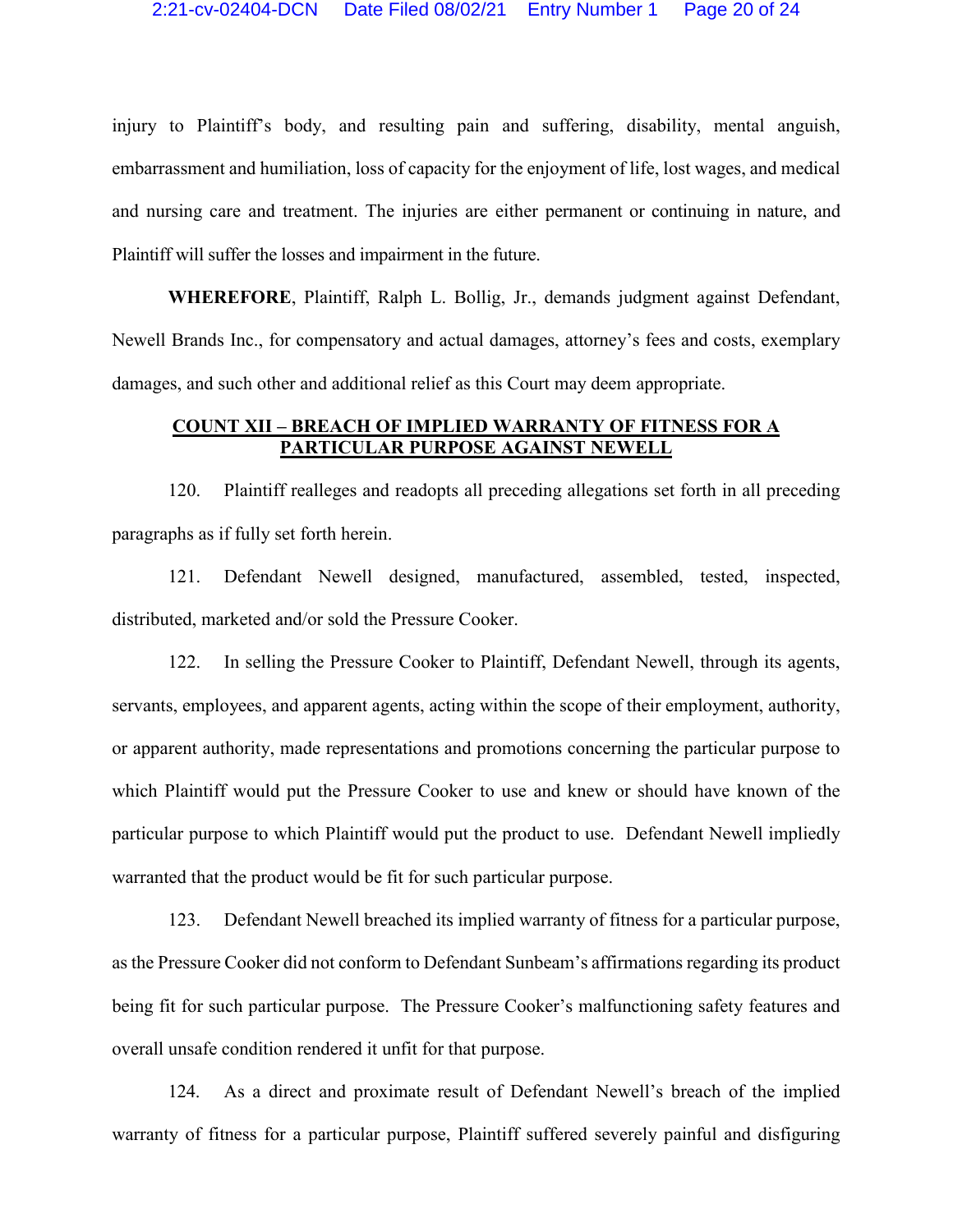injury to Plaintiff's body, and resulting pain and suffering, disability, mental anguish, embarrassment and humiliation, loss of capacity for the enjoyment of life, lost wages, and medical and nursing care and treatment. The injuries are either permanent or continuing in nature, and Plaintiff will suffer the losses and impairment in the future.

**WHEREFORE**, Plaintiff, Ralph L. Bollig, Jr., demands judgment against Defendant, Newell Brands Inc., for compensatory and actual damages, attorney's fees and costs, exemplary damages, and such other and additional relief as this Court may deem appropriate.

## COUNT XII – BREACH OF IMPLIED WARRANTY OF FITNESS FOR A PARTICULAR PURPOSE AGAINST NEWELL

120. Plaintiff realleges and readopts all preceding allegations set forth in all preceding paragraphs as if fully set forth herein.

121. Defendant Newell designed, manufactured, assembled, tested, inspected, distributed, marketed and/or sold the Pressure Cooker.

122. In selling the Pressure Cooker to Plaintiff, Defendant Newell, through its agents, servants, employees, and apparent agents, acting within the scope of their employment, authority, or apparent authority, made representations and promotions concerning the particular purpose to which Plaintiff would put the Pressure Cooker to use and knew or should have known of the particular purpose to which Plaintiff would put the product to use. Defendant Newell impliedly warranted that the product would be fit for such particular purpose.

123. Defendant Newell breached its implied warranty of fitness for a particular purpose, as the Pressure Cooker did not conform to Defendant Sunbeam's affirmations regarding its product being fit for such particular purpose. The Pressure Cooker's malfunctioning safety features and overall unsafe condition rendered it unfit for that purpose.

124. As a direct and proximate result of Defendant Newell's breach of the implied warranty of fitness for a particular purpose, Plaintiff suffered severely painful and disfiguring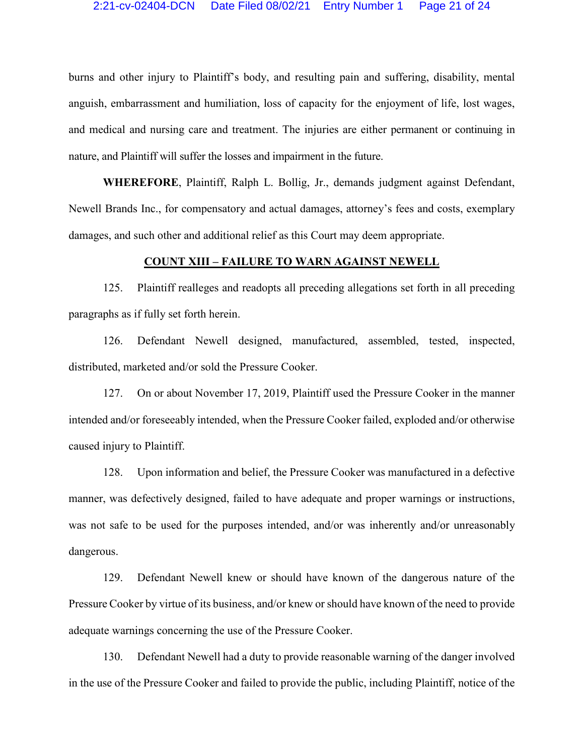burns and other injury to Plaintiff's body, and resulting pain and suffering, disability, mental anguish, embarrassment and humiliation, loss of capacity for the enjoyment of life, lost wages, and medical and nursing care and treatment. The injuries are either permanent or continuing in nature, and Plaintiff will suffer the losses and impairment in the future.

**WHEREFORE**, Plaintiff, Ralph L. Bollig, Jr., demands judgment against Defendant, Newell Brands Inc., for compensatory and actual damages, attorney's fees and costs, exemplary damages, and such other and additional relief as this Court may deem appropriate.

**COUNT XIII – FAILURE TO WARN AGAINST NEWELL**

125. Plaintiff realleges and readopts all preceding allegations set forth in all preceding paragraphs as if fully set forth herein.

126. Defendant Newell designed, manufactured, assembled, tested, inspected, distributed, marketed and/or sold the Pressure Cooker.

127. On or about November 17, 2019, Plaintiff used the Pressure Cooker in the manner intended and/or foreseeably intended, when the Pressure Cooker failed, exploded and/or otherwise caused injury to Plaintiff.

128. Upon information and belief, the Pressure Cooker was manufactured in a defective manner, was defectively designed, failed to have adequate and proper warnings or instructions, was not safe to be used for the purposes intended, and/or was inherently and/or unreasonably dangerous.

129. Defendant Newell knew or should have known of the dangerous nature of the Pressure Cooker by virtue of its business, and/or knew or should have known of the need to provide adequate warnings concerning the use of the Pressure Cooker.

130. Defendant Newell had a duty to provide reasonable warning of the danger involved in the use of the Pressure Cooker and failed to provide the public, including Plaintiff, notice of the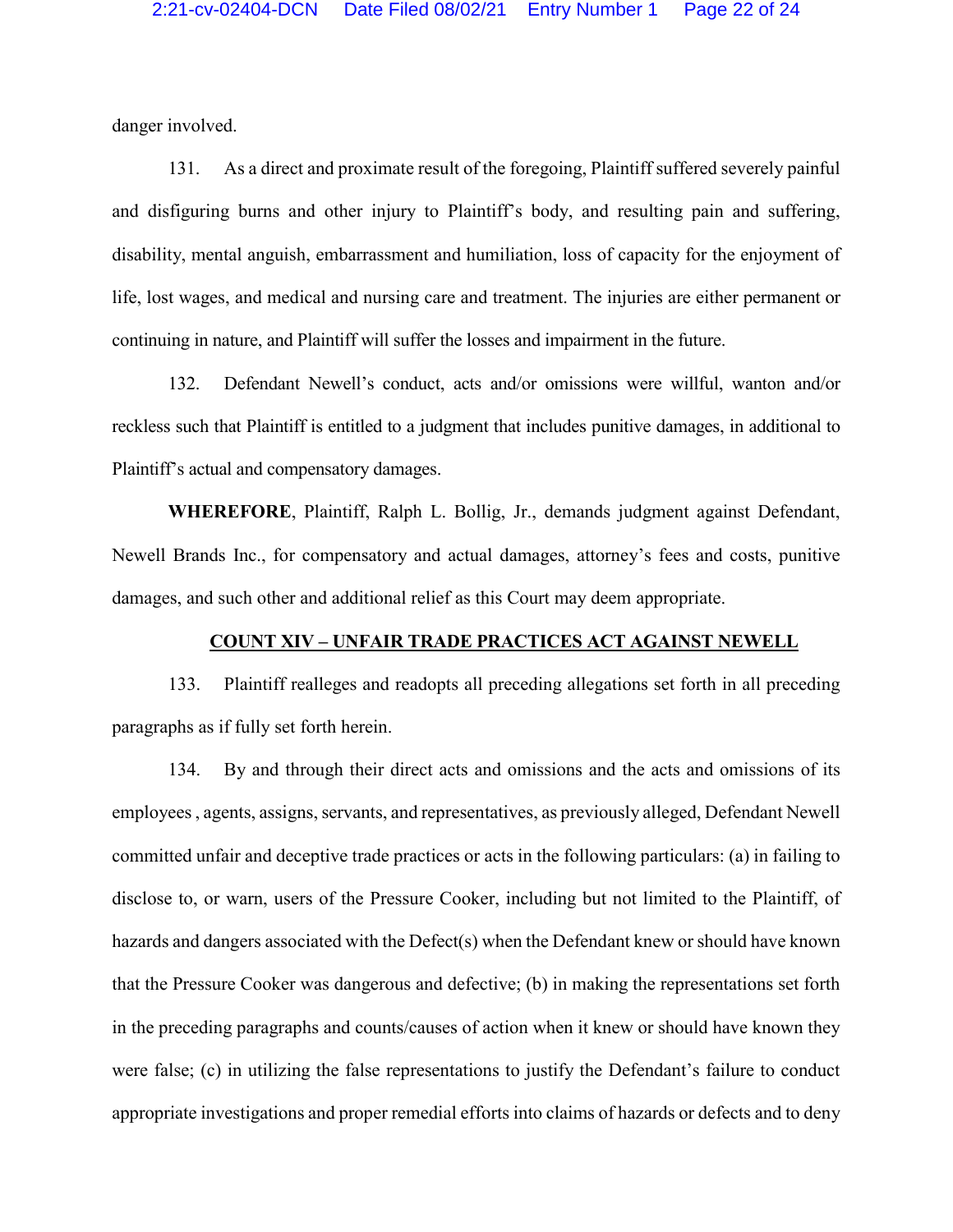danger involved.

131. As a direct and proximate result of the foregoing, Plaintiff suffered severely painful and disfiguring burns and other injury to Plaintiff's body, and resulting pain and suffering, disability, mental anguish, embarrassment and humiliation, loss of capacity for the enjoyment of life, lost wages, and medical and nursing care and treatment. The injuries are either permanent or continuing in nature, and Plaintiff will suffer the losses and impairment in the future.

132. Defendant Newell's conduct, acts and/or omissions were willful, wanton and/or reckless such that Plaintiff is entitled to a judgment that includes punitive damages, in additional to Plaintiff's actual and compensatory damages.

**WHEREFORE**, Plaintiff, Ralph L. Bollig, Jr., demands judgment against Defendant, Newell Brands Inc., for compensatory and actual damages, attorney's fees and costs, punitive damages, and such other and additional relief as this Court may deem appropriate.

## COUNT XIV – UNFAIR TRADE PRACTICES ACT AGAINST NEWELL

133. Plaintiff realleges and readopts all preceding allegations set forth in all preceding paragraphs as if fully set forth herein.

134. By and through their direct acts and omissions and the acts and omissions of its employees , agents, assigns, servants, and representatives, as previously alleged, Defendant Newell committed unfair and deceptive trade practices or acts in the following particulars: (a) in failing to disclose to, or warn, users of the Pressure Cooker, including but not limited to the Plaintiff, of hazards and dangers associated with the Defect(s) when the Defendant knew or should have known that the Pressure Cooker was dangerous and defective; (b) in making the representations set forth in the preceding paragraphs and counts/causes of action when it knew or should have known they were false; (c) in utilizing the false representations to justify the Defendant's failure to conduct appropriate investigations and proper remedial efforts into claims of hazards or defects and to deny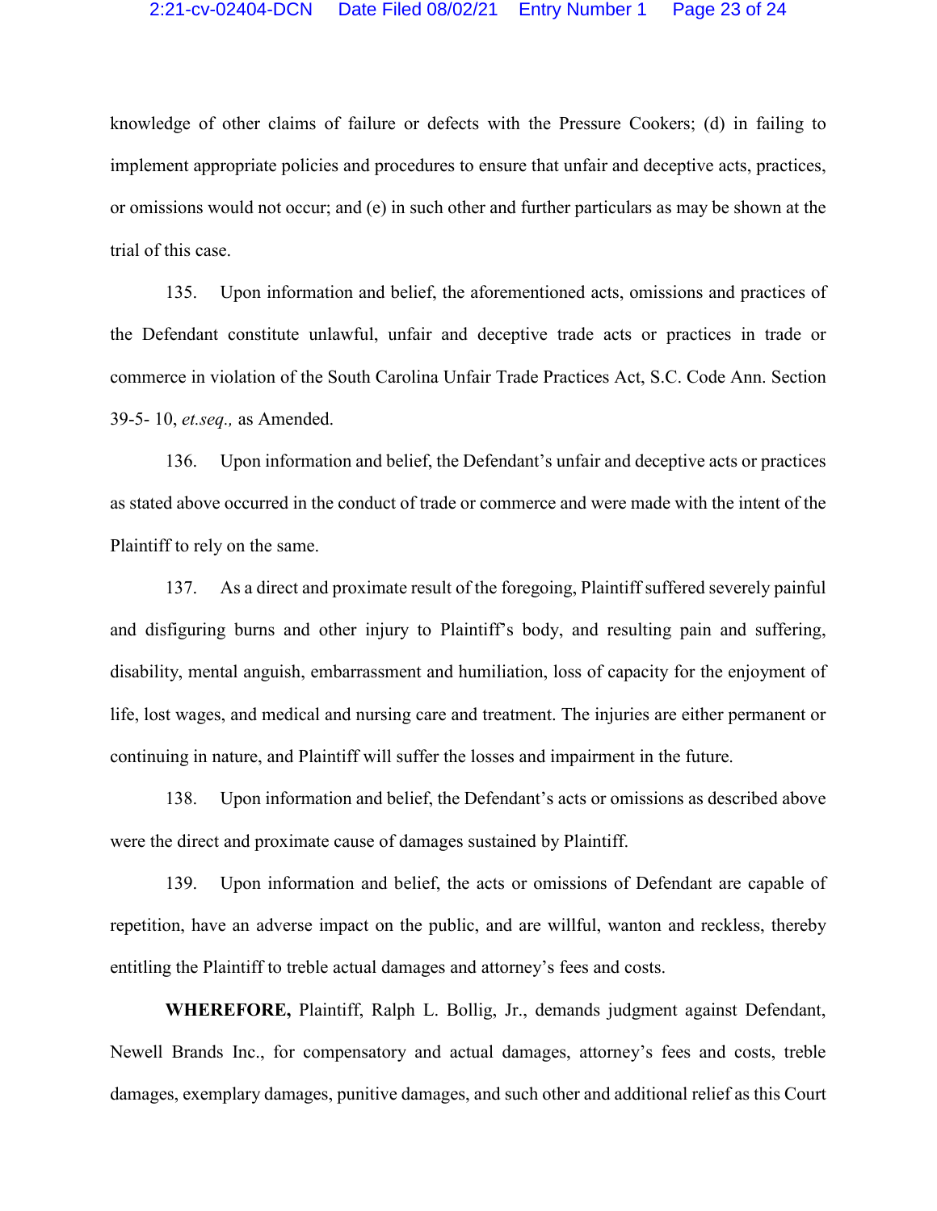knowledge of other claims of failure or defects with the Pressure Cookers; (d) in failing to implement appropriate policies and procedures to ensure that unfair and deceptive acts, practices, or omissions would not occur; and (e) in such other and further particulars as may be shown at the trial of this case.

135. Upon information and belief, the aforementioned acts, omissions and practices of the Defendant constitute unlawful, unfair and deceptive trade acts or practices in trade or commerce in violation of the South Carolina Unfair Trade Practices Act, S.C. Code Ann. Section 39-5- 10, *et.seq.,* as Amended.

136. Upon information and belief, the Defendant's unfair and deceptive acts or practices as stated above occurred in the conduct of trade or commerce and were made with the intent of the Plaintiff to rely on the same.

137. As a direct and proximate result of the foregoing, Plaintiff suffered severely painful and disfiguring burns and other injury to Plaintiff's body, and resulting pain and suffering, disability, mental anguish, embarrassment and humiliation, loss of capacity for the enjoyment of life, lost wages, and medical and nursing care and treatment. The injuries are either permanent or continuing in nature, and Plaintiff will suffer the losses and impairment in the future.

138. Upon information and belief, the Defendant's acts or omissions as described above were the direct and proximate cause of damages sustained by Plaintiff.

139. Upon information and belief, the acts or omissions of Defendant are capable of repetition, have an adverse impact on the public, and are willful, wanton and reckless, thereby entitling the Plaintiff to treble actual damages and attorney's fees and costs.

**WHEREFORE,** Plaintiff, Ralph L. Bollig, Jr., demands judgment against Defendant, Newell Brands Inc., for compensatory and actual damages, attorney's fees and costs, treble damages, exemplary damages, punitive damages, and such other and additional relief as this Court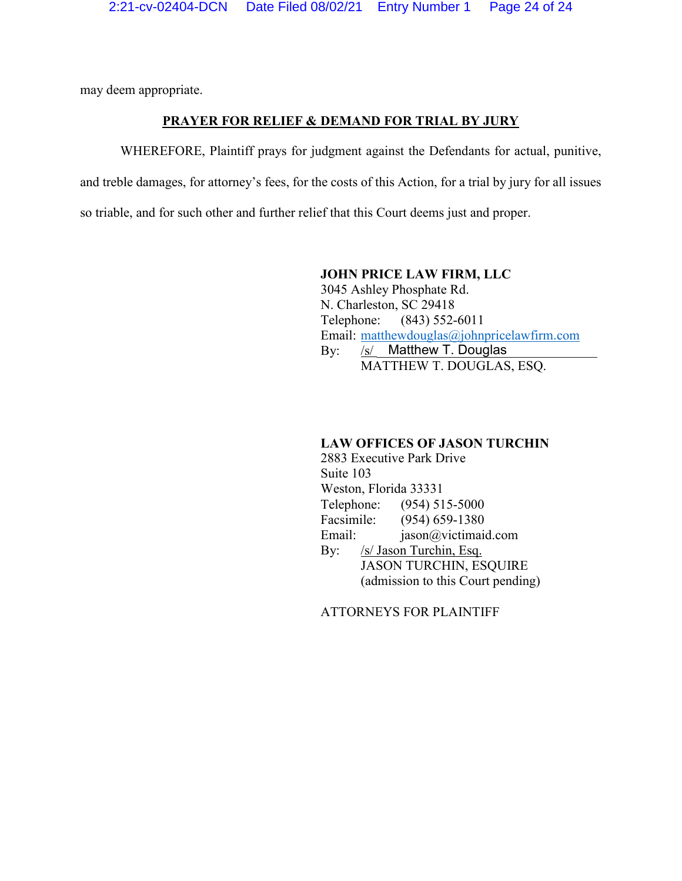may deem appropriate.

**PRAYER FOR RELIEF & DEMAND FOR TRIAL BY JURY**

WHEREFORE, Plaintiff prays for judgment against the Defendants for actual, punitive, and treble damages, for attorney's fees, for the costs of this Action, for a trial by jury for all issues so triable, and for such other and further relief that this Court deems just and proper.

**JOHN PRICE LAW FIRM, LLC**
3045 Ashley Phosphate Rd.
N. Charleston, SC 29418
Telephone: (843) 552-6011
Email: matthewdouglas@johnpricelawfirm.com
By: /s/ Matthew T. Douglas
MATTHEW T. DOUGLAS, ESQ.

**LAW OFFICES OF JASON TURCHIN**
2883 Executive Park Drive
Suite 103
Weston, Florida 33331
Telephone: (954) 515-5000
Facsimile: (954) 659-1380
Email: jason@victimaid.com
By: /s/ Jason Turchin, Esq.
JASON TURCHIN, ESQUIRE
(admission to this Court pending)

ATTORNEYS FOR PLAINTIFF